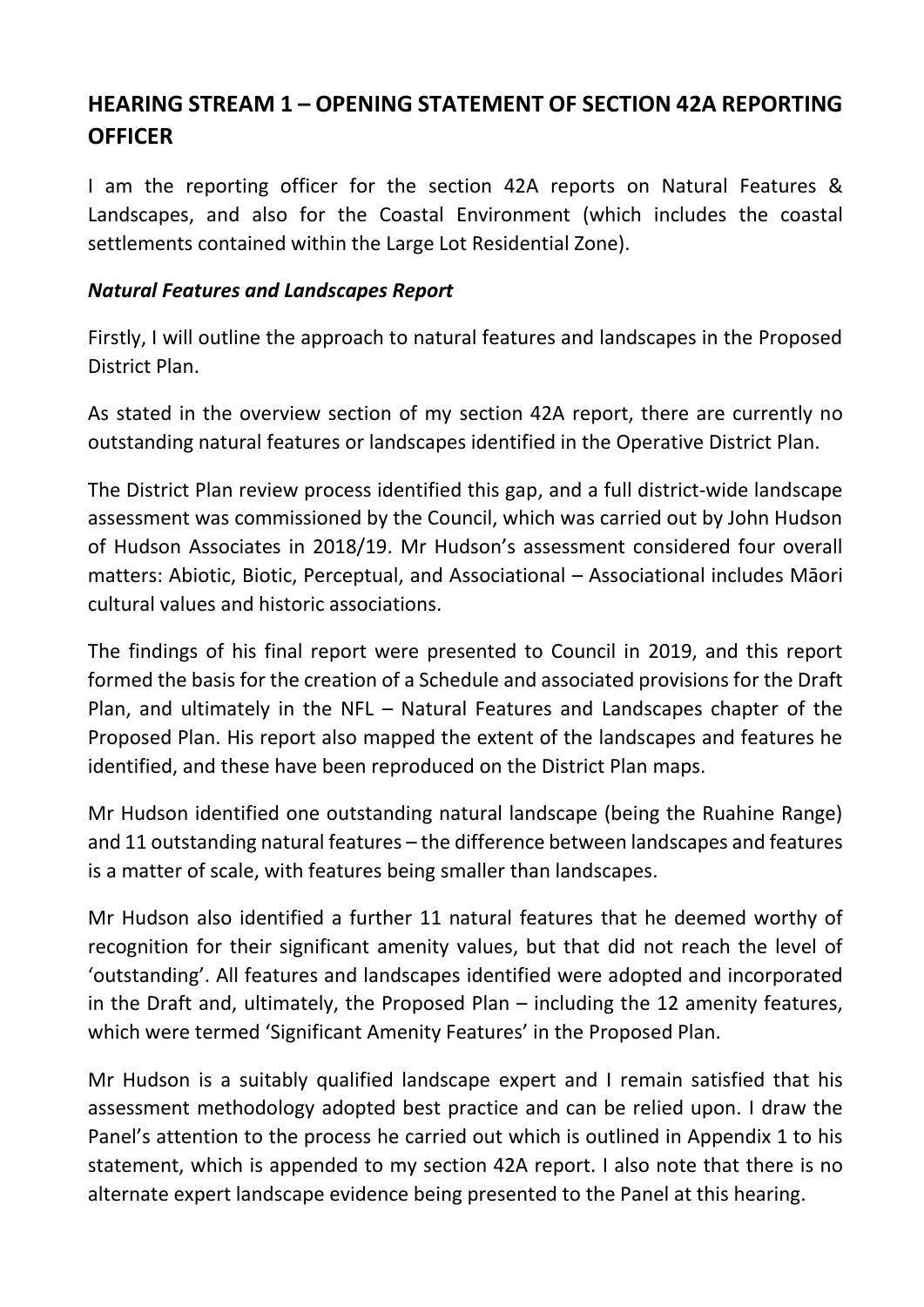# HEARING STREAM 1 – OPENING STATEMENT OF SECTION 42A REPORTING OFFICER

I am the reporting officer for the section 42A reports on Natural Features & Landscapes, and also for the Coastal Environment (which includes the coastal settlements contained within the Large Lot Residential Zone).

***Natural Features and Landscapes Report***

Firstly, I will outline the approach to natural features and landscapes in the Proposed District Plan.

As stated in the overview section of my section 42A report, there are currently no outstanding natural features or landscapes identified in the Operative District Plan.

The District Plan review process identified this gap, and a full district-wide landscape assessment was commissioned by the Council, which was carried out by John Hudson of Hudson Associates in 2018/19. Mr Hudson's assessment considered four overall matters: Abiotic, Biotic, Perceptual, and Associational – Associational includes Māori cultural values and historic associations.

The findings of his final report were presented to Council in 2019, and this report formed the basis for the creation of a Schedule and associated provisions for the Draft Plan, and ultimately in the NFL – Natural Features and Landscapes chapter of the Proposed Plan. His report also mapped the extent of the landscapes and features he identified, and these have been reproduced on the District Plan maps.

Mr Hudson identified one outstanding natural landscape (being the Ruahine Range) and 11 outstanding natural features – the difference between landscapes and features is a matter of scale, with features being smaller than landscapes.

Mr Hudson also identified a further 11 natural features that he deemed worthy of recognition for their significant amenity values, but that did not reach the level of 'outstanding'. All features and landscapes identified were adopted and incorporated in the Draft and, ultimately, the Proposed Plan – including the 12 amenity features, which were termed 'Significant Amenity Features' in the Proposed Plan.

Mr Hudson is a suitably qualified landscape expert and I remain satisfied that his assessment methodology adopted best practice and can be relied upon. I draw the Panel's attention to the process he carried out which is outlined in Appendix 1 to his statement, which is appended to my section 42A report. I also note that there is no alternate expert landscape evidence being presented to the Panel at this hearing.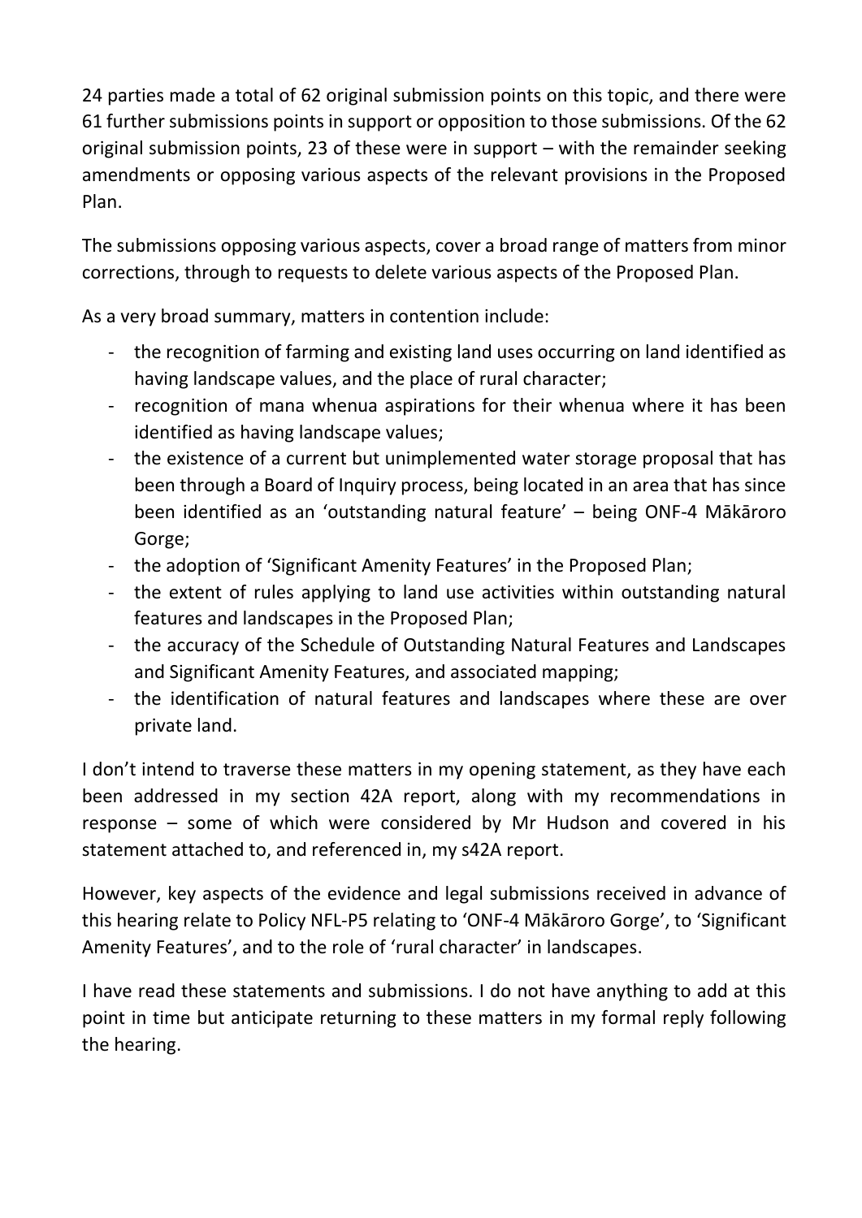24 parties made a total of 62 original submission points on this topic, and there were 61 further submissions points in support or opposition to those submissions. Of the 62 original submission points, 23 of these were in support – with the remainder seeking amendments or opposing various aspects of the relevant provisions in the Proposed Plan.

The submissions opposing various aspects, cover a broad range of matters from minor corrections, through to requests to delete various aspects of the Proposed Plan.

As a very broad summary, matters in contention include:

- the recognition of farming and existing land uses occurring on land identified as having landscape values, and the place of rural character;
- recognition of mana whenua aspirations for their whenua where it has been identified as having landscape values;
- the existence of a current but unimplemented water storage proposal that has been through a Board of Inquiry process, being located in an area that has since been identified as an 'outstanding natural feature' – being ONF-4 Mākāroro Gorge;
- the adoption of 'Significant Amenity Features' in the Proposed Plan;
- the extent of rules applying to land use activities within outstanding natural features and landscapes in the Proposed Plan;
- the accuracy of the Schedule of Outstanding Natural Features and Landscapes and Significant Amenity Features, and associated mapping;
- the identification of natural features and landscapes where these are over private land.

I don't intend to traverse these matters in my opening statement, as they have each been addressed in my section 42A report, along with my recommendations in response – some of which were considered by Mr Hudson and covered in his statement attached to, and referenced in, my s42A report.

However, key aspects of the evidence and legal submissions received in advance of this hearing relate to Policy NFL-P5 relating to 'ONF-4 Mākāroro Gorge', to 'Significant Amenity Features', and to the role of 'rural character' in landscapes.

I have read these statements and submissions. I do not have anything to add at this point in time but anticipate returning to these matters in my formal reply following the hearing.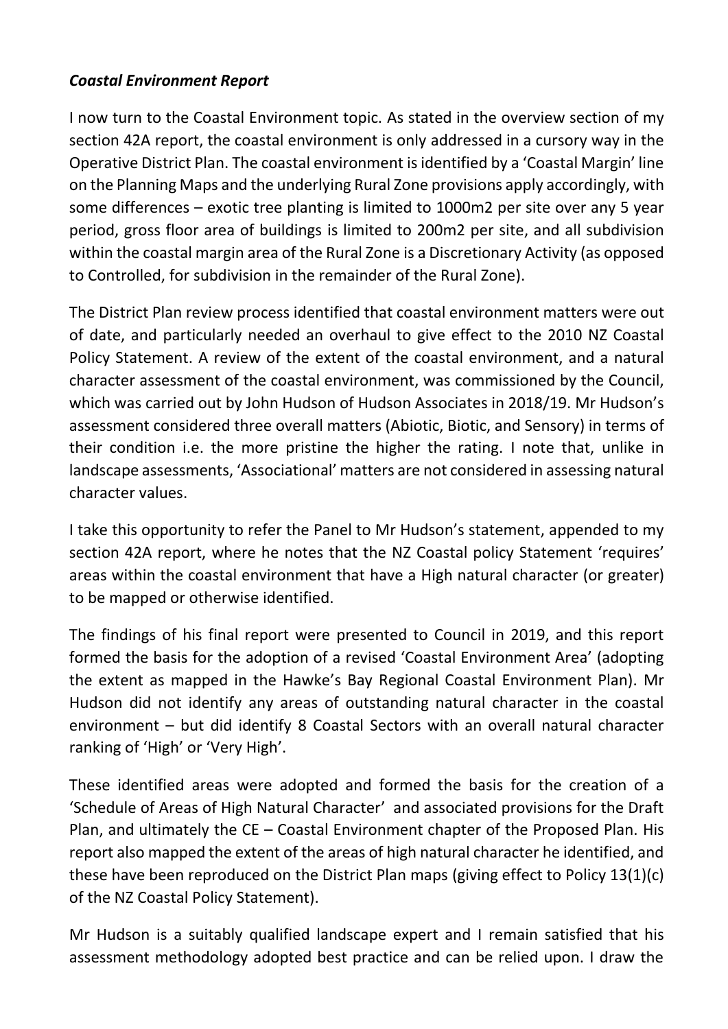***Coastal Environment Report***

I now turn to the Coastal Environment topic. As stated in the overview section of my section 42A report, the coastal environment is only addressed in a cursory way in the Operative District Plan. The coastal environment is identified by a 'Coastal Margin' line on the Planning Maps and the underlying Rural Zone provisions apply accordingly, with some differences – exotic tree planting is limited to 1000m2 per site over any 5 year period, gross floor area of buildings is limited to 200m2 per site, and all subdivision within the coastal margin area of the Rural Zone is a Discretionary Activity (as opposed to Controlled, for subdivision in the remainder of the Rural Zone).

The District Plan review process identified that coastal environment matters were out of date, and particularly needed an overhaul to give effect to the 2010 NZ Coastal Policy Statement. A review of the extent of the coastal environment, and a natural character assessment of the coastal environment, was commissioned by the Council, which was carried out by John Hudson of Hudson Associates in 2018/19. Mr Hudson's assessment considered three overall matters (Abiotic, Biotic, and Sensory) in terms of their condition i.e. the more pristine the higher the rating. I note that, unlike in landscape assessments, 'Associational' matters are not considered in assessing natural character values.

I take this opportunity to refer the Panel to Mr Hudson's statement, appended to my section 42A report, where he notes that the NZ Coastal policy Statement 'requires' areas within the coastal environment that have a High natural character (or greater) to be mapped or otherwise identified.

The findings of his final report were presented to Council in 2019, and this report formed the basis for the adoption of a revised 'Coastal Environment Area' (adopting the extent as mapped in the Hawke's Bay Regional Coastal Environment Plan). Mr Hudson did not identify any areas of outstanding natural character in the coastal environment – but did identify 8 Coastal Sectors with an overall natural character ranking of 'High' or 'Very High'.

These identified areas were adopted and formed the basis for the creation of a 'Schedule of Areas of High Natural Character' and associated provisions for the Draft Plan, and ultimately the CE – Coastal Environment chapter of the Proposed Plan. His report also mapped the extent of the areas of high natural character he identified, and these have been reproduced on the District Plan maps (giving effect to Policy 13(1)(c) of the NZ Coastal Policy Statement).

Mr Hudson is a suitably qualified landscape expert and I remain satisfied that his assessment methodology adopted best practice and can be relied upon. I draw the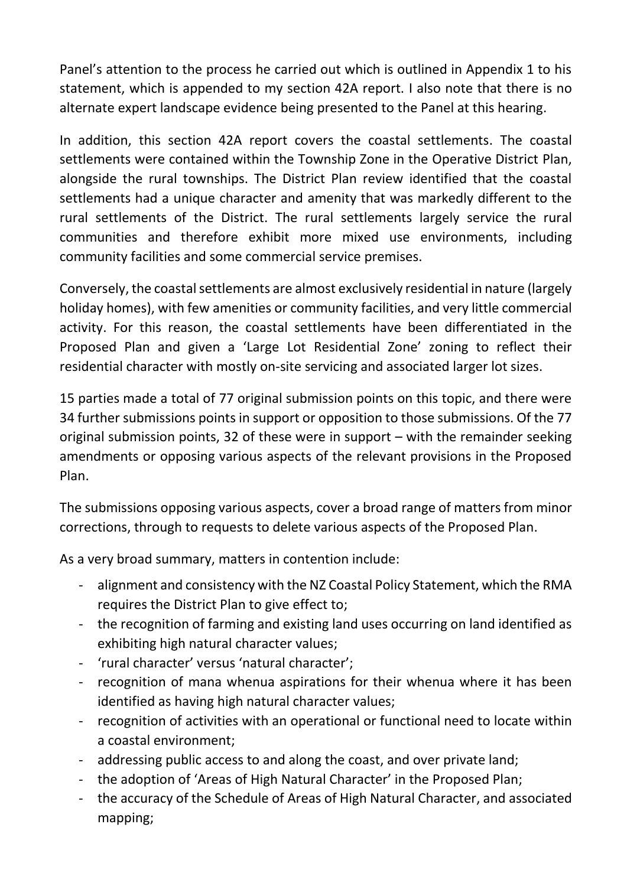Panel's attention to the process he carried out which is outlined in Appendix 1 to his statement, which is appended to my section 42A report. I also note that there is no alternate expert landscape evidence being presented to the Panel at this hearing.

In addition, this section 42A report covers the coastal settlements. The coastal settlements were contained within the Township Zone in the Operative District Plan, alongside the rural townships. The District Plan review identified that the coastal settlements had a unique character and amenity that was markedly different to the rural settlements of the District. The rural settlements largely service the rural communities and therefore exhibit more mixed use environments, including community facilities and some commercial service premises.

Conversely, the coastal settlements are almost exclusively residential in nature (largely holiday homes), with few amenities or community facilities, and very little commercial activity. For this reason, the coastal settlements have been differentiated in the Proposed Plan and given a 'Large Lot Residential Zone' zoning to reflect their residential character with mostly on-site servicing and associated larger lot sizes.

15 parties made a total of 77 original submission points on this topic, and there were 34 further submissions points in support or opposition to those submissions. Of the 77 original submission points, 32 of these were in support – with the remainder seeking amendments or opposing various aspects of the relevant provisions in the Proposed Plan.

The submissions opposing various aspects, cover a broad range of matters from minor corrections, through to requests to delete various aspects of the Proposed Plan.

As a very broad summary, matters in contention include:

- alignment and consistency with the NZ Coastal Policy Statement, which the RMA requires the District Plan to give effect to;
- the recognition of farming and existing land uses occurring on land identified as exhibiting high natural character values;
- 'rural character' versus 'natural character';
- recognition of mana whenua aspirations for their whenua where it has been identified as having high natural character values;
- recognition of activities with an operational or functional need to locate within a coastal environment;
- addressing public access to and along the coast, and over private land;
- the adoption of 'Areas of High Natural Character' in the Proposed Plan;
- the accuracy of the Schedule of Areas of High Natural Character, and associated mapping;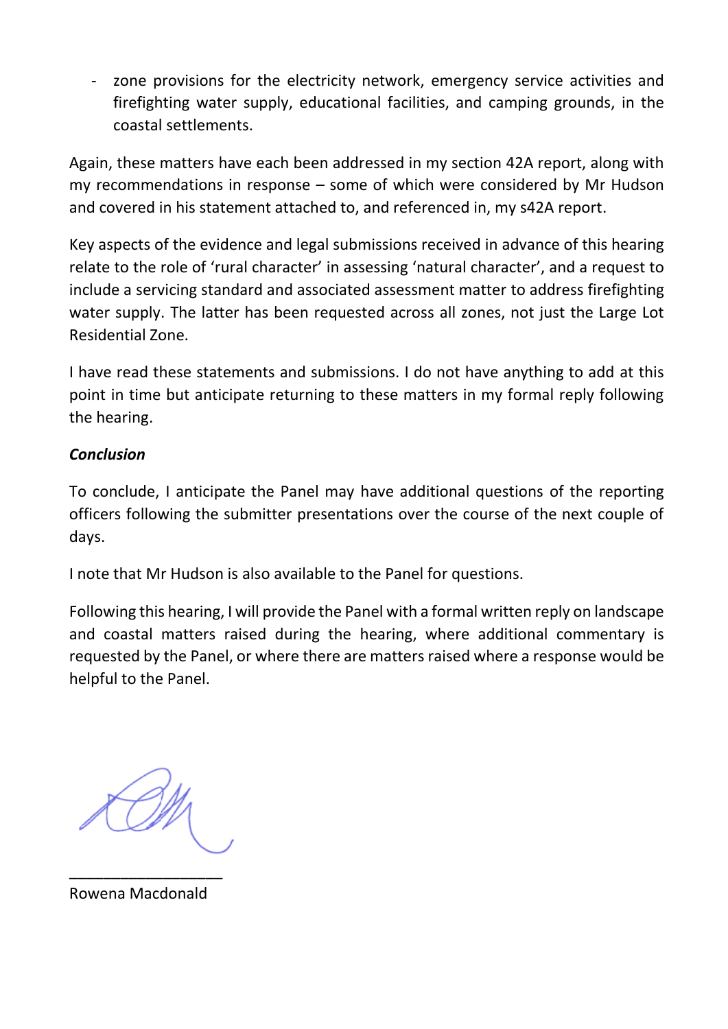- zone provisions for the electricity network, emergency service activities and firefighting water supply, educational facilities, and camping grounds, in the coastal settlements.

Again, these matters have each been addressed in my section 42A report, along with my recommendations in response – some of which were considered by Mr Hudson and covered in his statement attached to, and referenced in, my s42A report.

Key aspects of the evidence and legal submissions received in advance of this hearing relate to the role of 'rural character' in assessing 'natural character', and a request to include a servicing standard and associated assessment matter to address firefighting water supply. The latter has been requested across all zones, not just the Large Lot Residential Zone.

I have read these statements and submissions. I do not have anything to add at this point in time but anticipate returning to these matters in my formal reply following the hearing.

***Conclusion***

To conclude, I anticipate the Panel may have additional questions of the reporting officers following the submitter presentations over the course of the next couple of days.

I note that Mr Hudson is also available to the Panel for questions.

Following this hearing, I will provide the Panel with a formal written reply on landscape and coastal matters raised during the hearing, where additional commentary is requested by the Panel, or where there are matters raised where a response would be helpful to the Panel.

\_\_\_\_\_\_\_\_\_\_\_\_\_\_\_\_\_\_

Rowena Macdonald